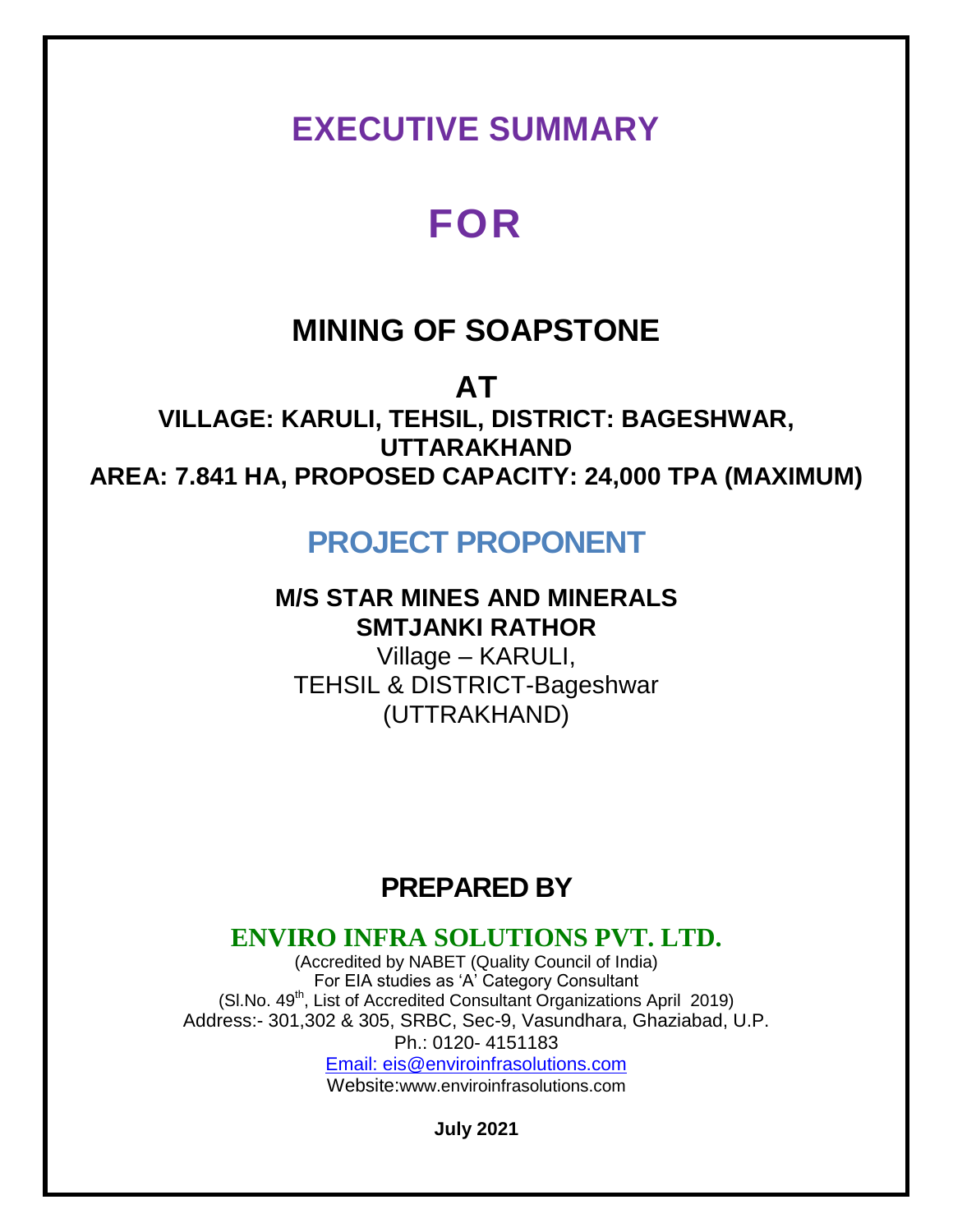# EXECUTIVE SUMMARY

# FOR

## MINING OF SOAPSTONE

## AT

**VILLAGE: KARULI, TEHSIL, DISTRICT: BAGESHWAR, UTTARAKHAND**

**AREA: 7.841 HA, PROPOSED CAPACITY: 24,000 TPA (MAXIMUM)**

## PROJECT PROPONENT

**M/S STAR MINES AND MINERALS**

**SMTJANKI RATHOR**

Village – KARULI,

TEHSIL & DISTRICT-Bageshwar

(UTTRAKHAND)

## PREPARED BY

**ENVIRO INFRA SOLUTIONS PVT. LTD.**

(Accredited by NABET (Quality Council of India)

For EIA studies as 'A' Category Consultant

(Sl.No. 49th, List of Accredited Consultant Organizations April 2019)

Address:- 301,302 & 305, SRBC, Sec-9, Vasundhara, Ghaziabad, U.P.

Ph.: 0120- 4151183

Email: eis@enviroinfrasolutions.com

Website:www.enviroinfrasolutions.com

**July 2021**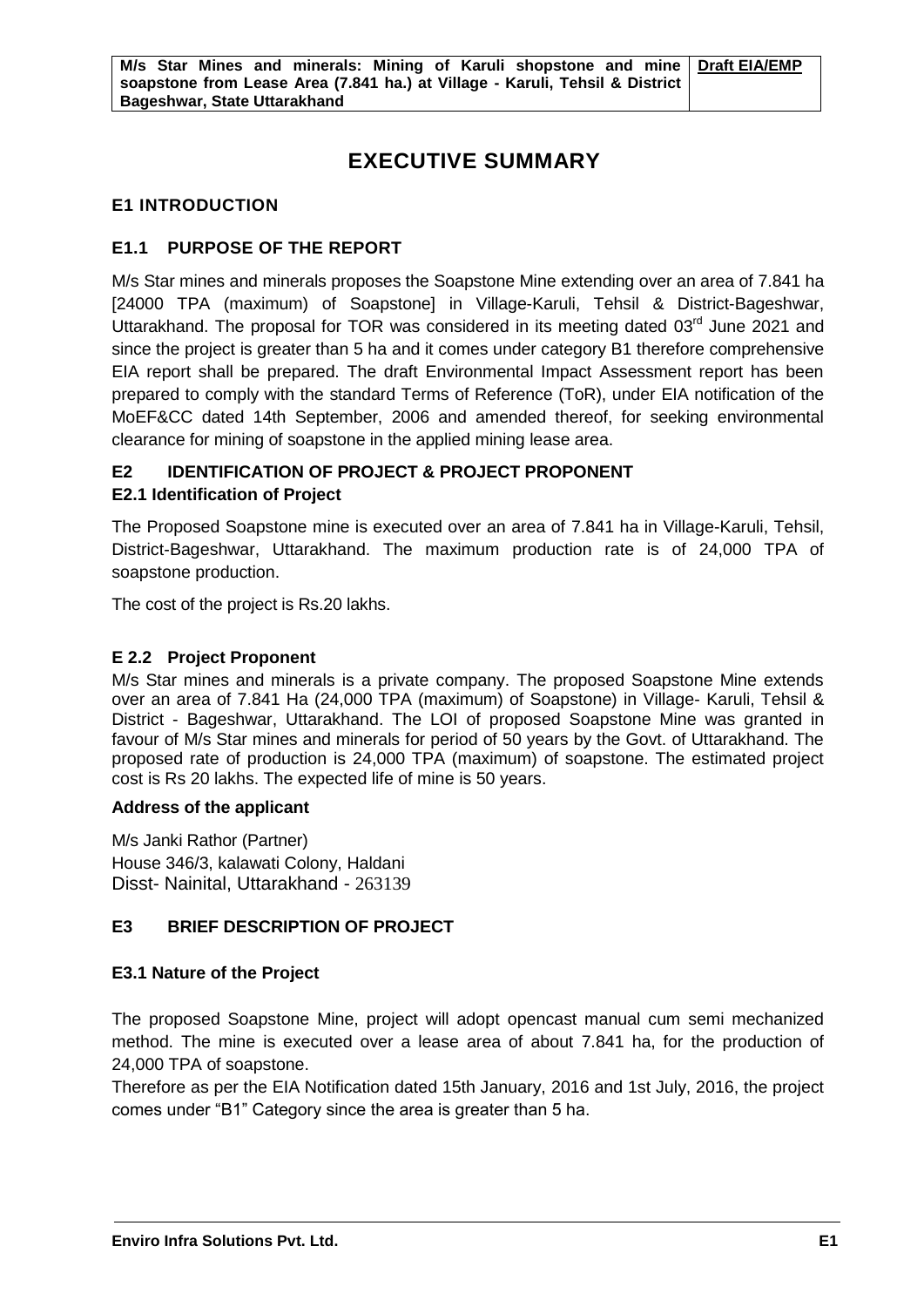# EXECUTIVE SUMMARY

## E1 INTRODUCTION

### E1.1 PURPOSE OF THE REPORT

M/s Star mines and minerals proposes the Soapstone Mine extending over an area of 7.841 ha [24000 TPA (maximum) of Soapstone] in Village-Karuli, Tehsil & District-Bageshwar, Uttarakhand. The proposal for TOR was considered in its meeting dated 03rd June 2021 and since the project is greater than 5 ha and it comes under category B1 therefore comprehensive EIA report shall be prepared. The draft Environmental Impact Assessment report has been prepared to comply with the standard Terms of Reference (ToR), under EIA notification of the MoEF&CC dated 14th September, 2006 and amended thereof, for seeking environmental clearance for mining of soapstone in the applied mining lease area.

## E2 IDENTIFICATION OF PROJECT & PROJECT PROPONENT

### E2.1 Identification of Project

The Proposed Soapstone mine is executed over an area of 7.841 ha in Village-Karuli, Tehsil, District-Bageshwar, Uttarakhand. The maximum production rate is of 24,000 TPA of soapstone production.

The cost of the project is Rs.20 lakhs.

### E 2.2 Project Proponent

M/s Star mines and minerals is a private company. The proposed Soapstone Mine extends over an area of 7.841 Ha (24,000 TPA (maximum) of Soapstone) in Village- Karuli, Tehsil & District - Bageshwar, Uttarakhand. The LOI of proposed Soapstone Mine was granted in favour of M/s Star mines and minerals for period of 50 years by the Govt. of Uttarakhand. The proposed rate of production is 24,000 TPA (maximum) of soapstone. The estimated project cost is Rs 20 lakhs. The expected life of mine is 50 years.

**Address of the applicant**

M/s Janki Rathor (Partner)
House 346/3, kalawati Colony, Haldani
Disst- Nainital, Uttarakhand - 263139

## E3 BRIEF DESCRIPTION OF PROJECT

### E3.1 Nature of the Project

The proposed Soapstone Mine, project will adopt opencast manual cum semi mechanized method. The mine is executed over a lease area of about 7.841 ha, for the production of 24,000 TPA of soapstone.

Therefore as per the EIA Notification dated 15th January, 2016 and 1st July, 2016, the project comes under "B1" Category since the area is greater than 5 ha.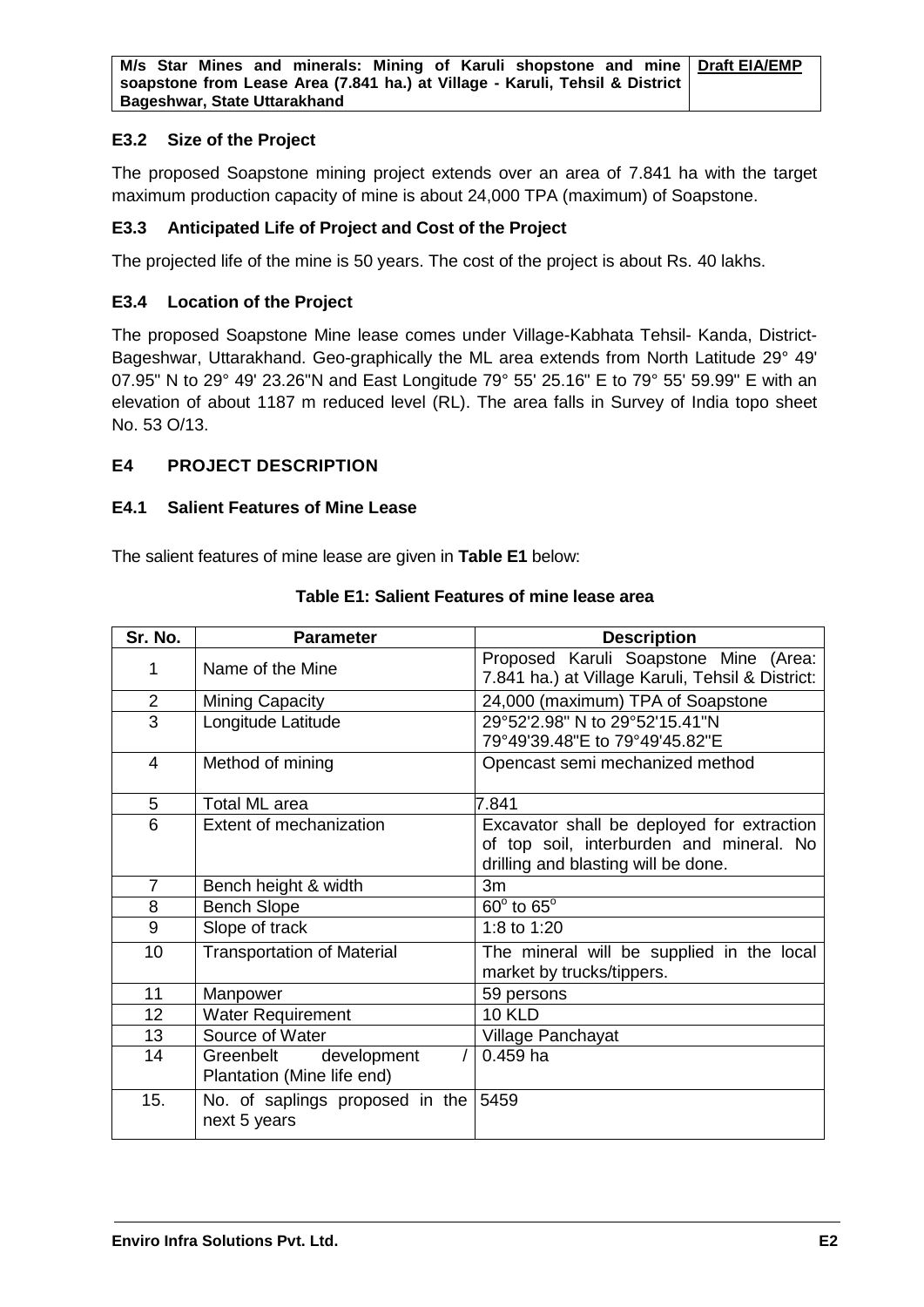## E3.2 Size of the Project

The proposed Soapstone mining project extends over an area of 7.841 ha with the target maximum production capacity of mine is about 24,000 TPA (maximum) of Soapstone.

## E3.3 Anticipated Life of Project and Cost of the Project

The projected life of the mine is 50 years. The cost of the project is about Rs. 40 lakhs.

## E3.4 Location of the Project

The proposed Soapstone Mine lease comes under Village-Kabhata Tehsil- Kanda, District-Bageshwar, Uttarakhand. Geo-graphically the ML area extends from North Latitude 29° 49' 07.95" N to 29° 49' 23.26"N and East Longitude 79° 55' 25.16" E to 79° 55' 59.99" E with an elevation of about 1187 m reduced level (RL). The area falls in Survey of India topo sheet No. 53 O/13.

# E4 PROJECT DESCRIPTION

## E4.1 Salient Features of Mine Lease

The salient features of mine lease are given in **Table E1** below:

**Table E1: Salient Features of mine lease area**

| Sr. No. | Parameter | Description |
|---|---|---|
| 1 | Name of the Mine | Proposed Karuli Soapstone Mine (Area: 7.841 ha.) at Village Karuli, Tehsil & District: |
| 2 | Mining Capacity | 24,000 (maximum) TPA of Soapstone |
| 3 | Longitude Latitude | 29°52'2.98" N to 29°52'15.41"N 79°49'39.48"E to 79°49'45.82"E |
| 4 | Method of mining | Opencast semi mechanized method |
| 5 | Total ML area | 7.841 |
| 6 | Extent of mechanization | Excavator shall be deployed for extraction of top soil, interburden and mineral. No drilling and blasting will be done. |
| 7 | Bench height & width | 3m |
| 8 | Bench Slope | $60^{o}$ to $65^{o}$ |
| 9 | Slope of track | 1:8 to 1:20 |
| 10 | Transportation of Material | The mineral will be supplied in the local market by trucks/tippers. |
| 11 | Manpower | 59 persons |
| 12 | Water Requirement | 10 KLD |
| 13 | Source of Water | Village Panchayat |
| 14 | Greenbelt development / Plantation (Mine life end) | 0.459 ha |
| 15. | No. of saplings proposed in the next 5 years | 5459 |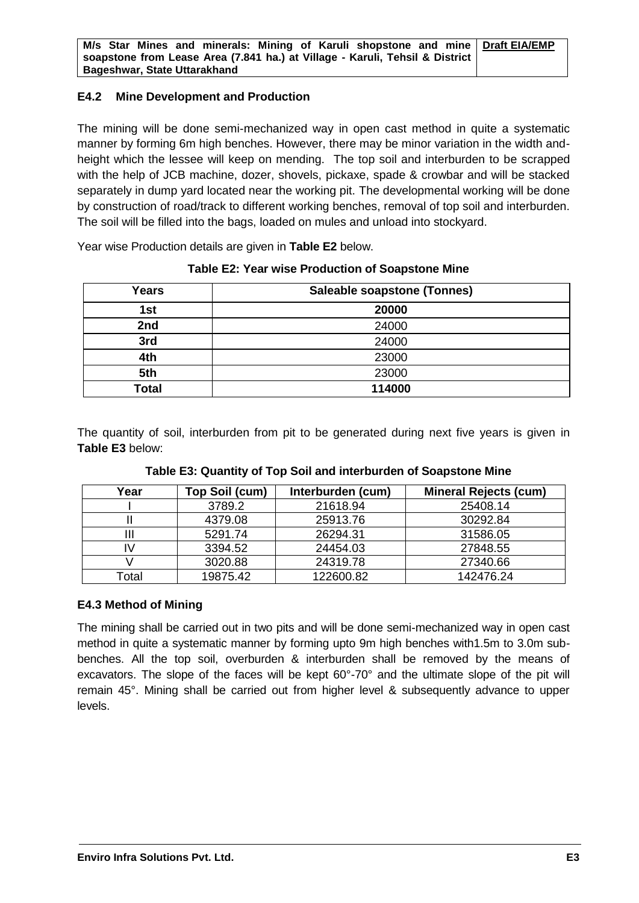## E4.2 Mine Development and Production

The mining will be done semi-mechanized way in open cast method in quite a systematic manner by forming 6m high benches. However, there may be minor variation in the width and-height which the lessee will keep on mending. The top soil and interburden to be scrapped with the help of JCB machine, dozer, shovels, pickaxe, spade & crowbar and will be stacked separately in dump yard located near the working pit. The developmental working will be done by construction of road/track to different working benches, removal of top soil and interburden. The soil will be filled into the bags, loaded on mules and unload into stockyard.

Year wise Production details are given in **Table E2** below.

**Table E2: Year wise Production of Soapstone Mine**

| Years | Saleable soapstone (Tonnes) |
|---|---|
| **1st** | **20000** |
| **2nd** | 24000 |
| **3rd** | 24000 |
| **4th** | 23000 |
| **5th** | 23000 |
| **Total** | **114000** |

The quantity of soil, interburden from pit to be generated during next five years is given in **Table E3** below:

**Table E3: Quantity of Top Soil and interburden of Soapstone Mine**

| Year | Top Soil (cum) | Interburden (cum) | Mineral Rejects (cum) |
|---|---|---|---|
| I | 3789.2 | 21618.94 | 25408.14 |
| II | 4379.08 | 25913.76 | 30292.84 |
| III | 5291.74 | 26294.31 | 31586.05 |
| IV | 3394.52 | 24454.03 | 27848.55 |
| V | 3020.88 | 24319.78 | 27340.66 |
| Total | 19875.42 | 122600.82 | 142476.24 |

## E4.3 Method of Mining

The mining shall be carried out in two pits and will be done semi-mechanized way in open cast method in quite a systematic manner by forming upto 9m high benches with1.5m to 3.0m sub-benches. All the top soil, overburden & interburden shall be removed by the means of excavators. The slope of the faces will be kept 60°-70° and the ultimate slope of the pit will remain 45°. Mining shall be carried out from higher level & subsequently advance to upper levels.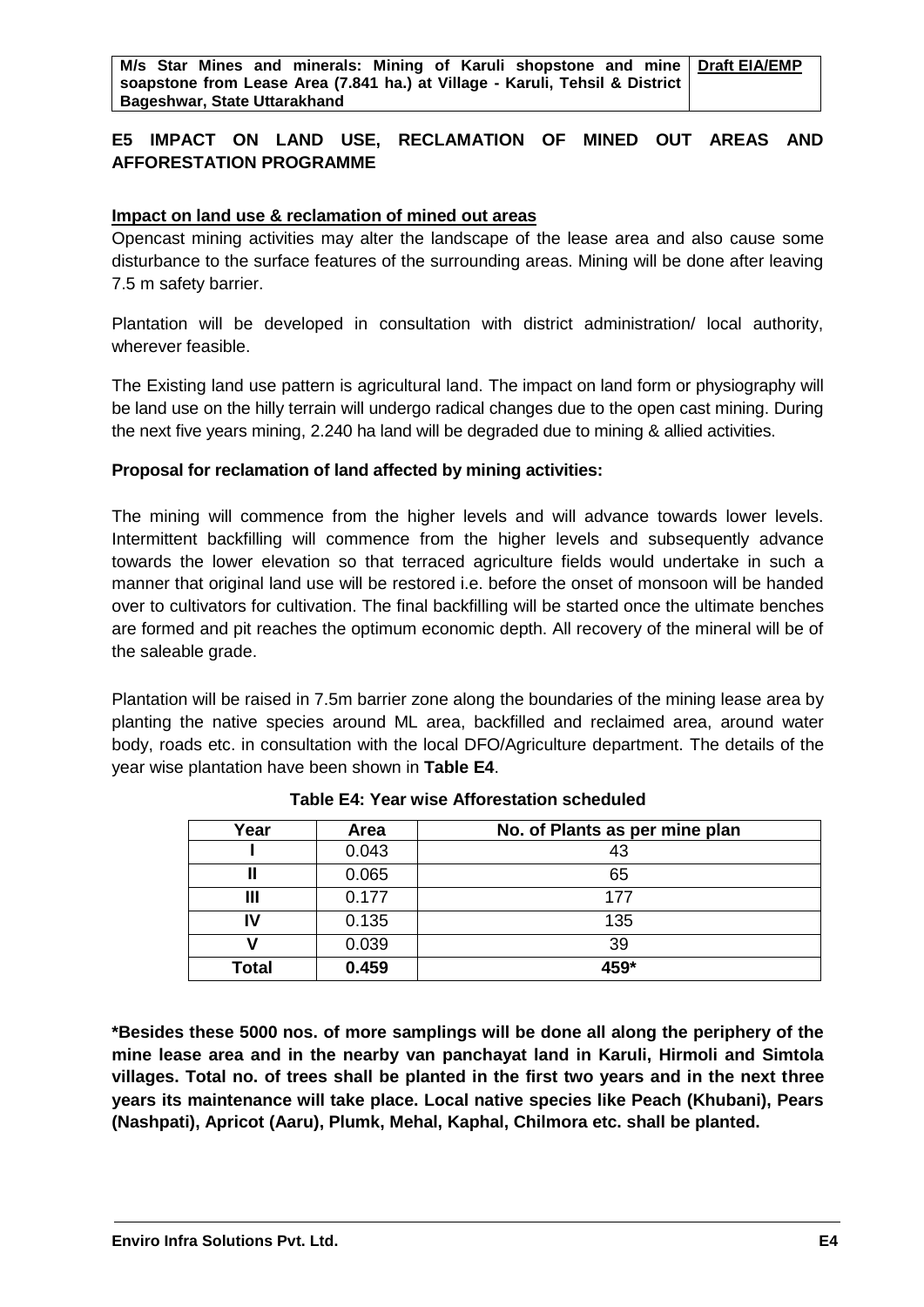## E5 IMPACT ON LAND USE, RECLAMATION OF MINED OUT AREAS AND AFFORESTATION PROGRAMME

**Impact on land use & reclamation of mined out areas**

Opencast mining activities may alter the landscape of the lease area and also cause some disturbance to the surface features of the surrounding areas. Mining will be done after leaving 7.5 m safety barrier.

Plantation will be developed in consultation with district administration/ local authority, wherever feasible.

The Existing land use pattern is agricultural land. The impact on land form or physiography will be land use on the hilly terrain will undergo radical changes due to the open cast mining. During the next five years mining, 2.240 ha land will be degraded due to mining & allied activities.

**Proposal for reclamation of land affected by mining activities:**

The mining will commence from the higher levels and will advance towards lower levels. Intermittent backfilling will commence from the higher levels and subsequently advance towards the lower elevation so that terraced agriculture fields would undertake in such a manner that original land use will be restored i.e. before the onset of monsoon will be handed over to cultivators for cultivation. The final backfilling will be started once the ultimate benches are formed and pit reaches the optimum economic depth. All recovery of the mineral will be of the saleable grade.

Plantation will be raised in 7.5m barrier zone along the boundaries of the mining lease area by planting the native species around ML area, backfilled and reclaimed area, around water body, roads etc. in consultation with the local DFO/Agriculture department. The details of the year wise plantation have been shown in **Table E4**.

**Table E4: Year wise Afforestation scheduled**

| Year | Area | No. of Plants as per mine plan |
|---|---|---|
| I | 0.043 | 43 |
| II | 0.065 | 65 |
| III | 0.177 | 177 |
| IV | 0.135 | 135 |
| V | 0.039 | 39 |
| **Total** | **0.459** | **459*** |

**\*Besides these 5000 nos. of more samplings will be done all along the periphery of the mine lease area and in the nearby van panchayat land in Karuli, Hirmoli and Simtola villages. Total no. of trees shall be planted in the first two years and in the next three years its maintenance will take place. Local native species like Peach (Khubani), Pears (Nashpati), Apricot (Aaru), Plumk, Mehal, Kaphal, Chilmora etc. shall be planted.**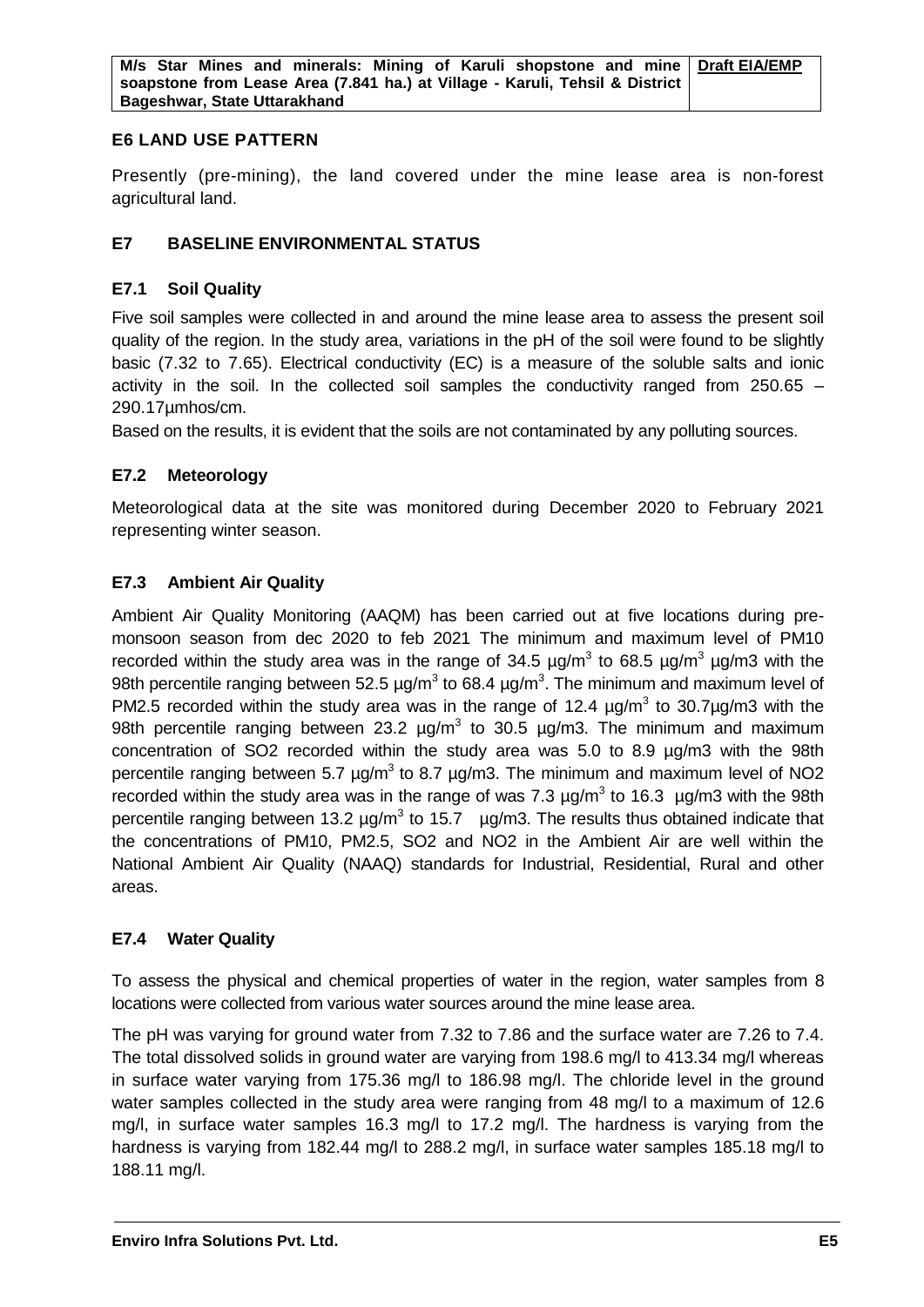## E6 LAND USE PATTERN

Presently (pre-mining), the land covered under the mine lease area is non-forest agricultural land.

## E7 BASELINE ENVIRONMENTAL STATUS

### E7.1 Soil Quality

Five soil samples were collected in and around the mine lease area to assess the present soil quality of the region. In the study area, variations in the pH of the soil were found to be slightly basic (7.32 to 7.65). Electrical conductivity (EC) is a measure of the soluble salts and ionic activity in the soil. In the collected soil samples the conductivity ranged from 250.65 – 290.17µmhos/cm.

Based on the results, it is evident that the soils are not contaminated by any polluting sources.

### E7.2 Meteorology

Meteorological data at the site was monitored during December 2020 to February 2021 representing winter season.

### E7.3 Ambient Air Quality

Ambient Air Quality Monitoring (AAQM) has been carried out at five locations during pre-monsoon season from dec 2020 to feb 2021 The minimum and maximum level of PM10 recorded within the study area was in the range of 34.5 $\mu g/m^3$ to 68.5 $\mu g/m^3$ µg/m3 with the 98th percentile ranging between 52.5 $\mu g/m^3$ to 68.4 $\mu g/m^3$. The minimum and maximum level of PM2.5 recorded within the study area was in the range of 12.4 $\mu g/m^3$ to 30.7µg/m3 with the 98th percentile ranging between 23.2 $\mu g/m^3$ to 30.5 µg/m3. The minimum and maximum concentration of SO2 recorded within the study area was 5.0 to 8.9 µg/m3 with the 98th percentile ranging between 5.7 $\mu g/m^3$ to 8.7 µg/m3. The minimum and maximum level of NO2 recorded within the study area was in the range of was 7.3 $\mu g/m^3$ to 16.3 µg/m3 with the 98th percentile ranging between 13.2 $\mu g/m^3$ to 15.7 µg/m3. The results thus obtained indicate that the concentrations of PM10, PM2.5, SO2 and NO2 in the Ambient Air are well within the National Ambient Air Quality (NAAQ) standards for Industrial, Residential, Rural and other areas.

### E7.4 Water Quality

To assess the physical and chemical properties of water in the region, water samples from 8 locations were collected from various water sources around the mine lease area.

The pH was varying for ground water from 7.32 to 7.86 and the surface water are 7.26 to 7.4. The total dissolved solids in ground water are varying from 198.6 mg/l to 413.34 mg/l whereas in surface water varying from 175.36 mg/l to 186.98 mg/l. The chloride level in the ground water samples collected in the study area were ranging from 48 mg/l to a maximum of 12.6 mg/l, in surface water samples 16.3 mg/l to 17.2 mg/l. The hardness is varying from the hardness is varying from 182.44 mg/l to 288.2 mg/l, in surface water samples 185.18 mg/l to 188.11 mg/l.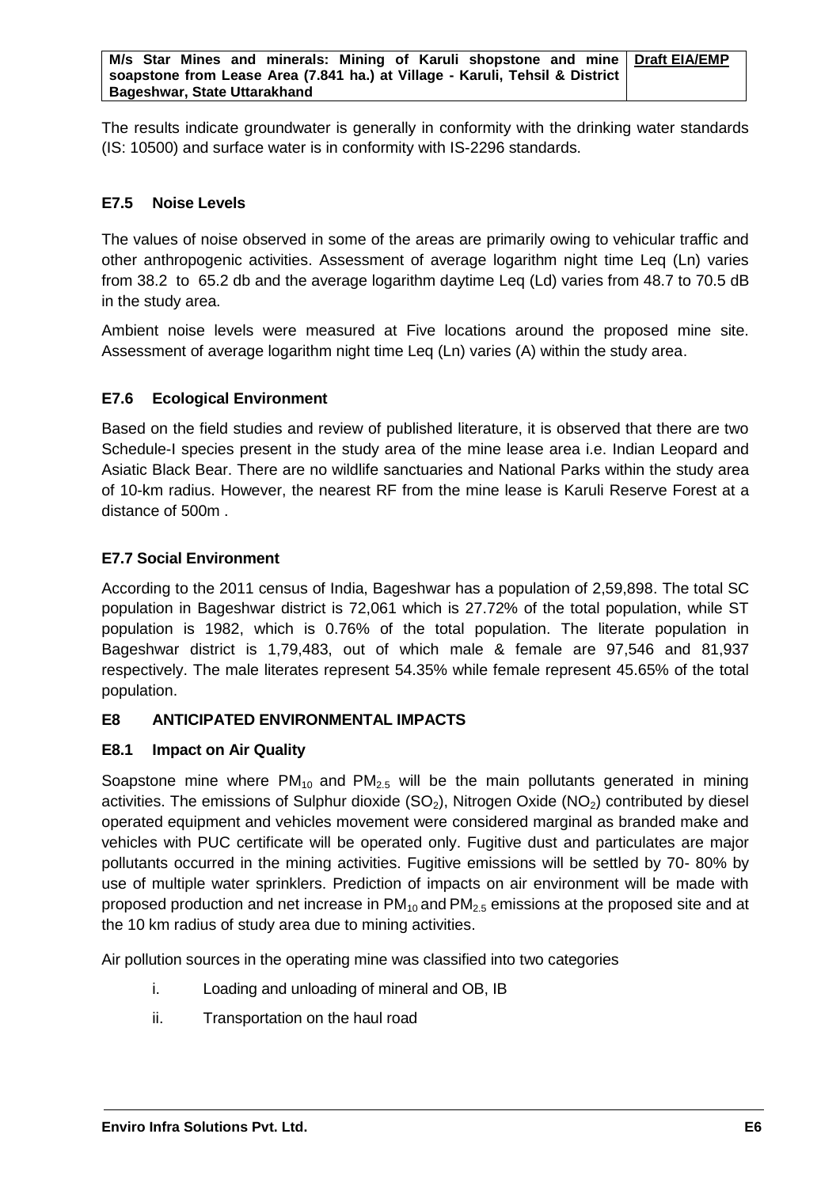The results indicate groundwater is generally in conformity with the drinking water standards (IS: 10500) and surface water is in conformity with IS-2296 standards.

### E7.5 Noise Levels

The values of noise observed in some of the areas are primarily owing to vehicular traffic and other anthropogenic activities. Assessment of average logarithm night time Leq (Ln) varies from 38.2 to 65.2 db and the average logarithm daytime Leq (Ld) varies from 48.7 to 70.5 dB in the study area.

Ambient noise levels were measured at Five locations around the proposed mine site. Assessment of average logarithm night time Leq (Ln) varies (A) within the study area.

### E7.6 Ecological Environment

Based on the field studies and review of published literature, it is observed that there are two Schedule-I species present in the study area of the mine lease area i.e. Indian Leopard and Asiatic Black Bear. There are no wildlife sanctuaries and National Parks within the study area of 10-km radius. However, the nearest RF from the mine lease is Karuli Reserve Forest at a distance of 500m .

### E7.7 Social Environment

According to the 2011 census of India, Bageshwar has a population of 2,59,898. The total SC population in Bageshwar district is 72,061 which is 27.72% of the total population, while ST population is 1982, which is 0.76% of the total population. The literate population in Bageshwar district is 1,79,483, out of which male & female are 97,546 and 81,937 respectively. The male literates represent 54.35% while female represent 45.65% of the total population.

## E8 ANTICIPATED ENVIRONMENTAL IMPACTS

### E8.1 Impact on Air Quality

Soapstone mine where $PM_{10}$ and $PM_{2.5}$ will be the main pollutants generated in mining activities. The emissions of Sulphur dioxide ($SO_2$), Nitrogen Oxide ($NO_2$) contributed by diesel operated equipment and vehicles movement were considered marginal as branded make and vehicles with PUC certificate will be operated only. Fugitive dust and particulates are major pollutants occurred in the mining activities. Fugitive emissions will be settled by 70- 80% by use of multiple water sprinklers. Prediction of impacts on air environment will be made with proposed production and net increase in $PM_{10}$ and $PM_{2.5}$ emissions at the proposed site and at the 10 km radius of study area due to mining activities.

Air pollution sources in the operating mine was classified into two categories

i. Loading and unloading of mineral and OB, IB

ii. Transportation on the haul road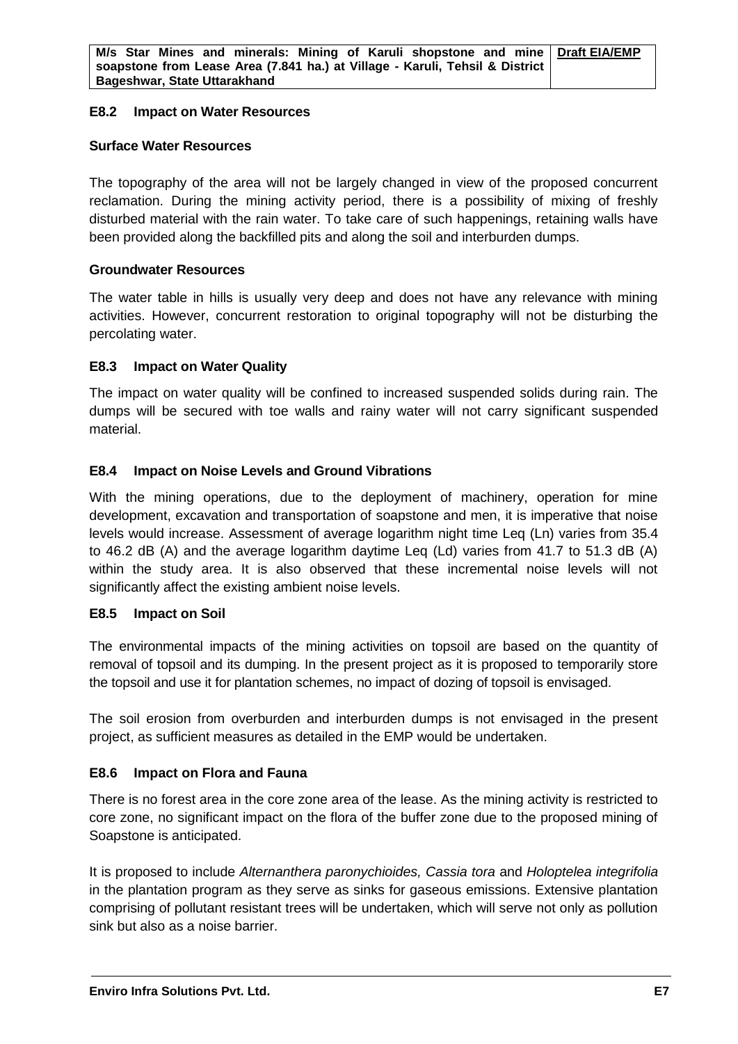### E8.2 Impact on Water Resources

**Surface Water Resources**

The topography of the area will not be largely changed in view of the proposed concurrent reclamation. During the mining activity period, there is a possibility of mixing of freshly disturbed material with the rain water. To take care of such happenings, retaining walls have been provided along the backfilled pits and along the soil and interburden dumps.

**Groundwater Resources**

The water table in hills is usually very deep and does not have any relevance with mining activities. However, concurrent restoration to original topography will not be disturbing the percolating water.

### E8.3 Impact on Water Quality

The impact on water quality will be confined to increased suspended solids during rain. The dumps will be secured with toe walls and rainy water will not carry significant suspended material.

### E8.4 Impact on Noise Levels and Ground Vibrations

With the mining operations, due to the deployment of machinery, operation for mine development, excavation and transportation of soapstone and men, it is imperative that noise levels would increase. Assessment of average logarithm night time Leq (Ln) varies from 35.4 to 46.2 dB (A) and the average logarithm daytime Leq (Ld) varies from 41.7 to 51.3 dB (A) within the study area. It is also observed that these incremental noise levels will not significantly affect the existing ambient noise levels.

### E8.5 Impact on Soil

The environmental impacts of the mining activities on topsoil are based on the quantity of removal of topsoil and its dumping. In the present project as it is proposed to temporarily store the topsoil and use it for plantation schemes, no impact of dozing of topsoil is envisaged.

The soil erosion from overburden and interburden dumps is not envisaged in the present project, as sufficient measures as detailed in the EMP would be undertaken.

### E8.6 Impact on Flora and Fauna

There is no forest area in the core zone area of the lease. As the mining activity is restricted to core zone, no significant impact on the flora of the buffer zone due to the proposed mining of Soapstone is anticipated.

It is proposed to include *Alternanthera paronychioides, Cassia tora* and *Holoptelea integrifolia* in the plantation program as they serve as sinks for gaseous emissions. Extensive plantation comprising of pollutant resistant trees will be undertaken, which will serve not only as pollution sink but also as a noise barrier.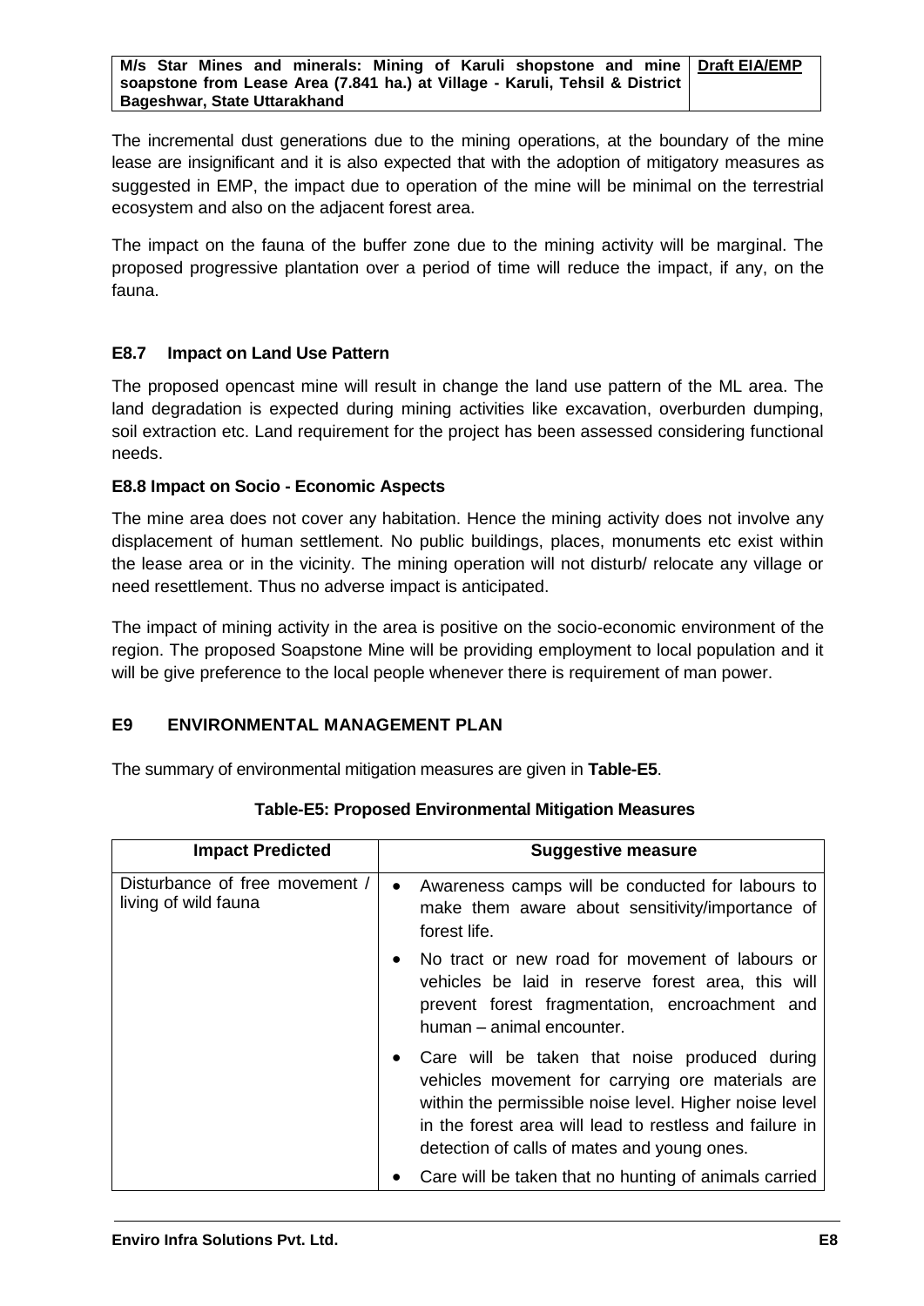The incremental dust generations due to the mining operations, at the boundary of the mine lease are insignificant and it is also expected that with the adoption of mitigatory measures as suggested in EMP, the impact due to operation of the mine will be minimal on the terrestrial ecosystem and also on the adjacent forest area.

The impact on the fauna of the buffer zone due to the mining activity will be marginal. The proposed progressive plantation over a period of time will reduce the impact, if any, on the fauna.

### E8.7 Impact on Land Use Pattern

The proposed opencast mine will result in change the land use pattern of the ML area. The land degradation is expected during mining activities like excavation, overburden dumping, soil extraction etc. Land requirement for the project has been assessed considering functional needs.

### E8.8 Impact on Socio - Economic Aspects

The mine area does not cover any habitation. Hence the mining activity does not involve any displacement of human settlement. No public buildings, places, monuments etc exist within the lease area or in the vicinity. The mining operation will not disturb/ relocate any village or need resettlement. Thus no adverse impact is anticipated.

The impact of mining activity in the area is positive on the socio-economic environment of the region. The proposed Soapstone Mine will be providing employment to local population and it will be give preference to the local people whenever there is requirement of man power.

## E9 ENVIRONMENTAL MANAGEMENT PLAN

The summary of environmental mitigation measures are given in **Table-E5**.

**Table-E5: Proposed Environmental Mitigation Measures**

| Impact Predicted | Suggestive measure |
|---|---|
| Disturbance of free movement / living of wild fauna | • Awareness camps will be conducted for labours to make them aware about sensitivity/importance of forest life.<br>• No tract or new road for movement of labours or vehicles be laid in reserve forest area, this will prevent forest fragmentation, encroachment and human – animal encounter.<br>• Care will be taken that noise produced during vehicles movement for carrying ore materials are within the permissible noise level. Higher noise level in the forest area will lead to restless and failure in detection of calls of mates and young ones.<br>• Care will be taken that no hunting of animals carried |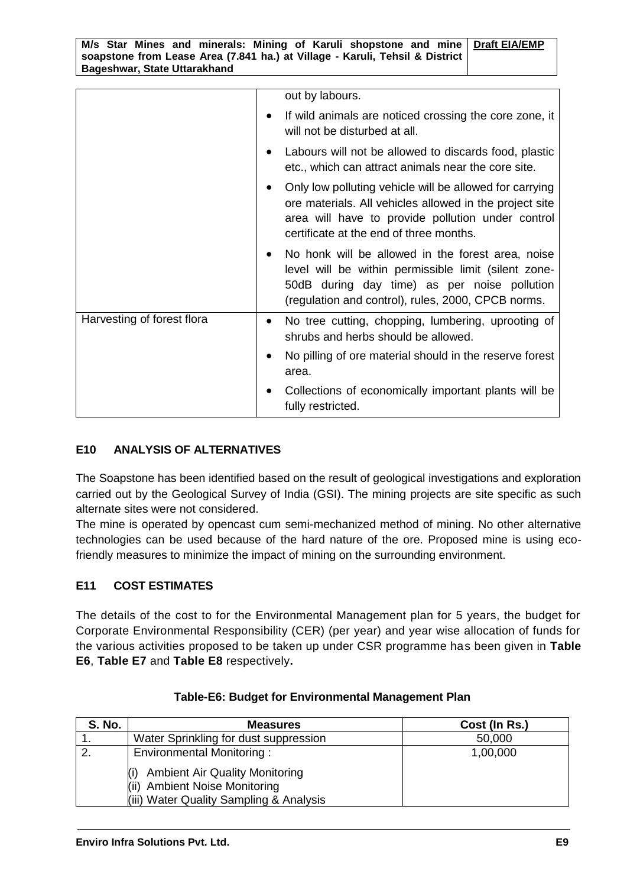|  | out by labours.<br>• If wild animals are noticed crossing the core zone, it will not be disturbed at all.<br>• Labours will not be allowed to discards food, plastic etc., which can attract animals near the core site.<br>• Only low polluting vehicle will be allowed for carrying ore materials. All vehicles allowed in the project site area will have to provide pollution under control certificate at the end of three months.<br>• No honk will be allowed in the forest area, noise level will be within permissible limit (silent zone-50dB during day time) as per noise pollution (regulation and control), rules, 2000, CPCB norms. |
|---|---|
| Harvesting of forest flora | • No tree cutting, chopping, lumbering, uprooting of shrubs and herbs should be allowed.<br>• No pilling of ore material should in the reserve forest area.<br>• Collections of economically important plants will be fully restricted. |

## E10 ANALYSIS OF ALTERNATIVES

The Soapstone has been identified based on the result of geological investigations and exploration carried out by the Geological Survey of India (GSI). The mining projects are site specific as such alternate sites were not considered.

The mine is operated by opencast cum semi-mechanized method of mining. No other alternative technologies can be used because of the hard nature of the ore. Proposed mine is using eco-friendly measures to minimize the impact of mining on the surrounding environment.

## E11 COST ESTIMATES

The details of the cost to for the Environmental Management plan for 5 years, the budget for Corporate Environmental Responsibility (CER) (per year) and year wise allocation of funds for the various activities proposed to be taken up under CSR programme has been given in **Table E6**, **Table E7** and **Table E8** respectively**.**

**Table-E6: Budget for Environmental Management Plan**

| S. No. | Measures | Cost (In Rs.) |
|---|---|---|
| 1. | Water Sprinkling for dust suppression | 50,000 |
| 2. | Environmental Monitoring :<br>(i) Ambient Air Quality Monitoring<br>(ii) Ambient Noise Monitoring<br>(iii) Water Quality Sampling & Analysis | 1,00,000 |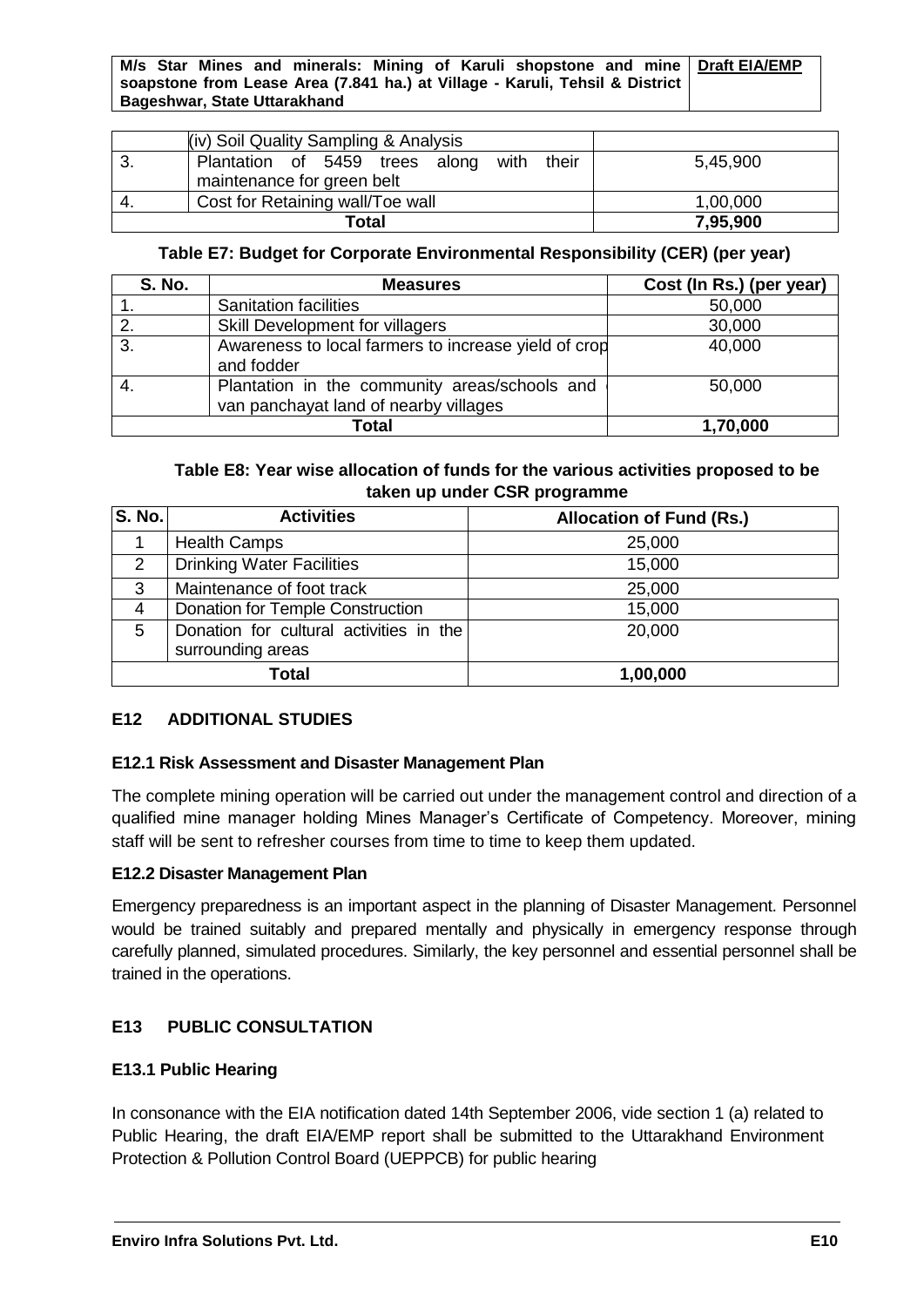| | | |
|---|---|---|
| | (iv) Soil Quality Sampling & Analysis | |
| 3. | Plantation of 5459 trees along with their maintenance for green belt | 5,45,900 |
| 4. | Cost for Retaining wall/Toe wall | 1,00,000 |
| **Total** | | **7,95,900** |

**Table E7: Budget for Corporate Environmental Responsibility (CER) (per year)**

| S. No. | Measures | Cost (In Rs.) (per year) |
|---|---|---|
| 1. | Sanitation facilities | 50,000 |
| 2. | Skill Development for villagers | 30,000 |
| 3. | Awareness to local farmers to increase yield of crop and fodder | 40,000 |
| 4. | Plantation in the community areas/schools and van panchayat land of nearby villages | 50,000 |
| **Total** | | **1,70,000** |

**Table E8: Year wise allocation of funds for the various activities proposed to be taken up under CSR programme**

| S. No. | Activities | Allocation of Fund (Rs.) |
|---|---|---|
| 1 | Health Camps | 25,000 |
| 2 | Drinking Water Facilities | 15,000 |
| 3 | Maintenance of foot track | 25,000 |
| 4 | Donation for Temple Construction | 15,000 |
| 5 | Donation for cultural activities in the surrounding areas | 20,000 |
| **Total** | | **1,00,000** |

## E12 ADDITIONAL STUDIES

### E12.1 Risk Assessment and Disaster Management Plan

The complete mining operation will be carried out under the management control and direction of a qualified mine manager holding Mines Manager's Certificate of Competency. Moreover, mining staff will be sent to refresher courses from time to time to keep them updated.

### E12.2 Disaster Management Plan

Emergency preparedness is an important aspect in the planning of Disaster Management. Personnel would be trained suitably and prepared mentally and physically in emergency response through carefully planned, simulated procedures. Similarly, the key personnel and essential personnel shall be trained in the operations.

## E13 PUBLIC CONSULTATION

### E13.1 Public Hearing

In consonance with the EIA notification dated 14th September 2006, vide section 1 (a) related to Public Hearing, the draft EIA/EMP report shall be submitted to the Uttarakhand Environment Protection & Pollution Control Board (UEPPCB) for public hearing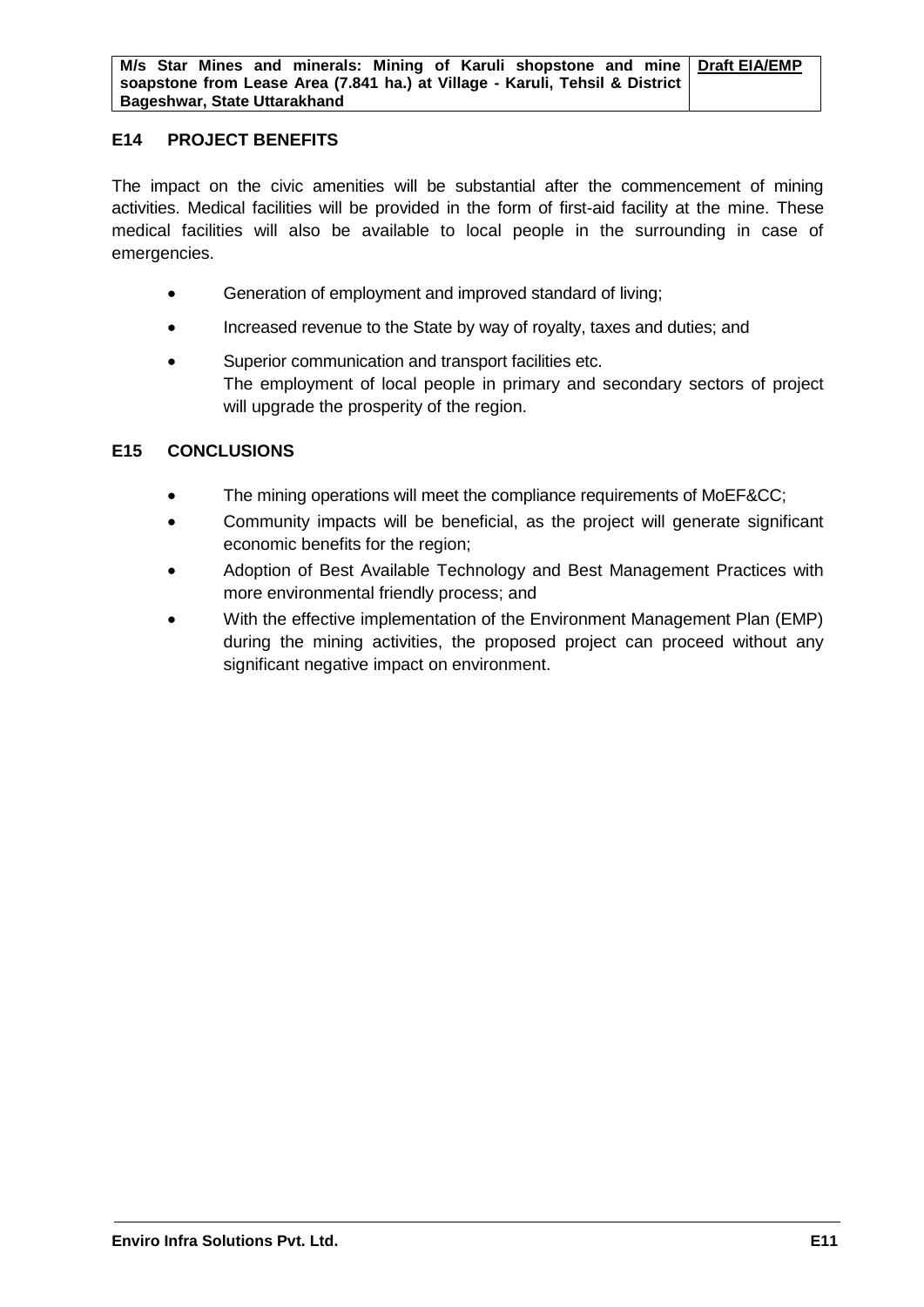## E14 PROJECT BENEFITS

The impact on the civic amenities will be substantial after the commencement of mining activities. Medical facilities will be provided in the form of first-aid facility at the mine. These medical facilities will also be available to local people in the surrounding in case of emergencies.

- Generation of employment and improved standard of living;
- Increased revenue to the State by way of royalty, taxes and duties; and
- Superior communication and transport facilities etc.
  The employment of local people in primary and secondary sectors of project will upgrade the prosperity of the region.

## E15 CONCLUSIONS

- The mining operations will meet the compliance requirements of MoEF&CC;
- Community impacts will be beneficial, as the project will generate significant economic benefits for the region;
- Adoption of Best Available Technology and Best Management Practices with more environmental friendly process; and
- With the effective implementation of the Environment Management Plan (EMP) during the mining activities, the proposed project can proceed without any significant negative impact on environment.